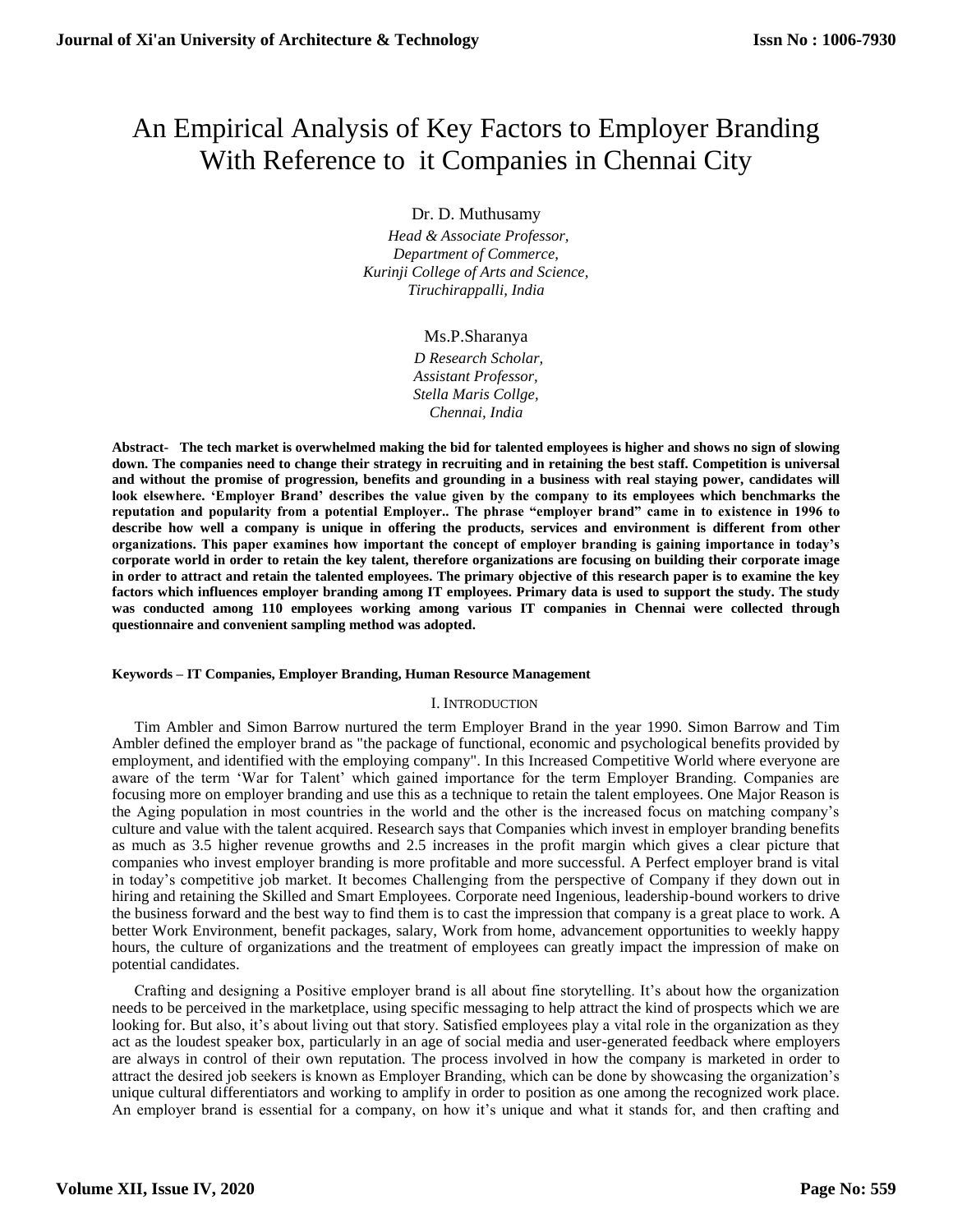# An Empirical Analysis of Key Factors to Employer Branding With Reference to it Companies in Chennai City

Dr. D. Muthusamy

*Head & Associate Professor,*
*Department of Commerce,*
*Kurinji College of Arts and Science,*
*Tiruchirappalli, India*

Ms.P.Sharanya

*D Research Scholar,*
*Assistant Professor,*
*Stella Maris Collge,*
*Chennai, India*

**Abstract- The tech market is overwhelmed making the bid for talented employees is higher and shows no sign of slowing down. The companies need to change their strategy in recruiting and in retaining the best staff. Competition is universal and without the promise of progression, benefits and grounding in a business with real staying power, candidates will look elsewhere. 'Employer Brand' describes the value given by the company to its employees which benchmarks the reputation and popularity from a potential Employer.. The phrase "employer brand" came in to existence in 1996 to describe how well a company is unique in offering the products, services and environment is different from other organizations. This paper examines how important the concept of employer branding is gaining importance in today's corporate world in order to retain the key talent, therefore organizations are focusing on building their corporate image in order to attract and retain the talented employees. The primary objective of this research paper is to examine the key factors which influences employer branding among IT employees. Primary data is used to support the study. The study was conducted among 110 employees working among various IT companies in Chennai were collected through questionnaire and convenient sampling method was adopted.**

**Keywords – IT Companies, Employer Branding, Human Resource Management**

## I. Introduction

Tim Ambler and Simon Barrow nurtured the term Employer Brand in the year 1990. Simon Barrow and Tim Ambler defined the employer brand as "the package of functional, economic and psychological benefits provided by employment, and identified with the employing company". In this Increased Competitive World where everyone are aware of the term 'War for Talent' which gained importance for the term Employer Branding. Companies are focusing more on employer branding and use this as a technique to retain the talent employees. One Major Reason is the Aging population in most countries in the world and the other is the increased focus on matching company's culture and value with the talent acquired. Research says that Companies which invest in employer branding benefits as much as 3.5 higher revenue growths and 2.5 increases in the profit margin which gives a clear picture that companies who invest employer branding is more profitable and more successful. A Perfect employer brand is vital in today's competitive job market. It becomes Challenging from the perspective of Company if they down out in hiring and retaining the Skilled and Smart Employees. Corporate need Ingenious, leadership-bound workers to drive the business forward and the best way to find them is to cast the impression that company is a great place to work. A better Work Environment, benefit packages, salary, Work from home, advancement opportunities to weekly happy hours, the culture of organizations and the treatment of employees can greatly impact the impression of make on potential candidates.

Crafting and designing a Positive employer brand is all about fine storytelling. It's about how the organization needs to be perceived in the marketplace, using specific messaging to help attract the kind of prospects which we are looking for. But also, it's about living out that story. Satisfied employees play a vital role in the organization as they act as the loudest speaker box, particularly in an age of social media and user-generated feedback where employers are always in control of their own reputation. The process involved in how the company is marketed in order to attract the desired job seekers is known as Employer Branding, which can be done by showcasing the organization's unique cultural differentiators and working to amplify in order to position as one among the recognized work place. An employer brand is essential for a company, on how it's unique and what it stands for, and then crafting and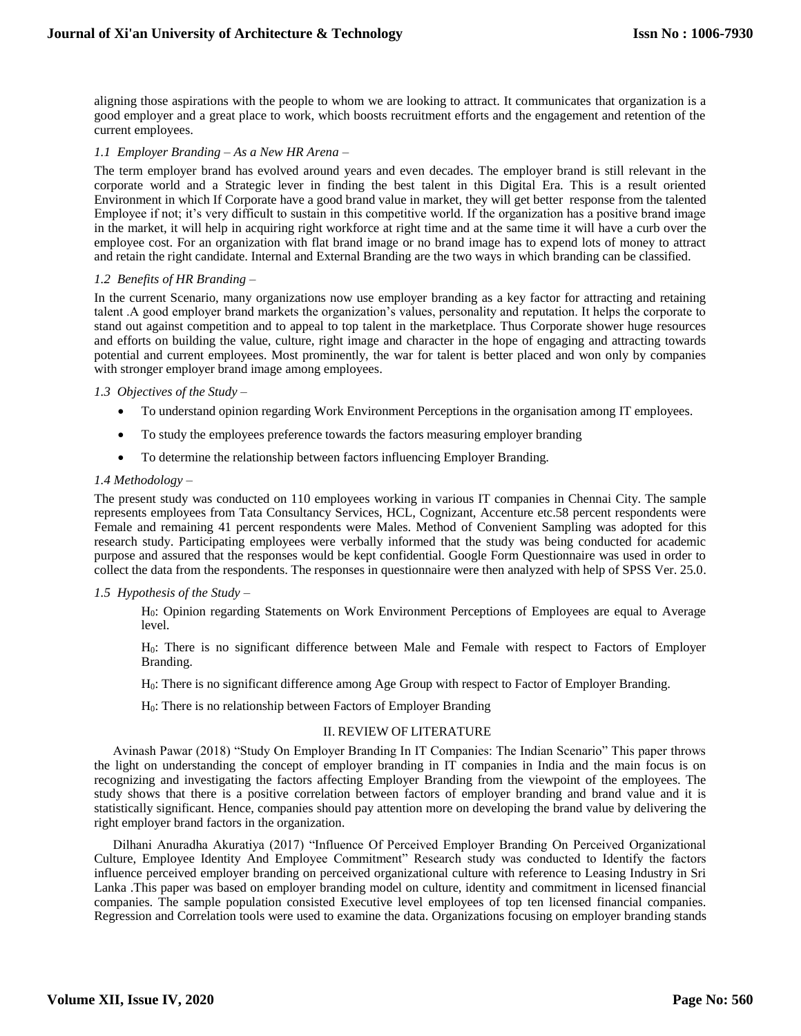aligning those aspirations with the people to whom we are looking to attract. It communicates that organization is a good employer and a great place to work, which boosts recruitment efforts and the engagement and retention of the current employees.

### *1.1 Employer Branding – As a New HR Arena –*

The term employer brand has evolved around years and even decades. The employer brand is still relevant in the corporate world and a Strategic lever in finding the best talent in this Digital Era. This is a result oriented Environment in which If Corporate have a good brand value in market, they will get better response from the talented Employee if not; it's very difficult to sustain in this competitive world. If the organization has a positive brand image in the market, it will help in acquiring right workforce at right time and at the same time it will have a curb over the employee cost. For an organization with flat brand image or no brand image has to expend lots of money to attract and retain the right candidate. Internal and External Branding are the two ways in which branding can be classified.

### *1.2 Benefits of HR Branding –*

In the current Scenario, many organizations now use employer branding as a key factor for attracting and retaining talent .A good employer brand markets the organization's values, personality and reputation. It helps the corporate to stand out against competition and to appeal to top talent in the marketplace. Thus Corporate shower huge resources and efforts on building the value, culture, right image and character in the hope of engaging and attracting towards potential and current employees. Most prominently, the war for talent is better placed and won only by companies with stronger employer brand image among employees.

### *1.3 Objectives of the Study –*

- To understand opinion regarding Work Environment Perceptions in the organisation among IT employees.
- To study the employees preference towards the factors measuring employer branding
- To determine the relationship between factors influencing Employer Branding.

### *1.4 Methodology –*

The present study was conducted on 110 employees working in various IT companies in Chennai City. The sample represents employees from Tata Consultancy Services, HCL, Cognizant, Accenture etc.58 percent respondents were Female and remaining 41 percent respondents were Males. Method of Convenient Sampling was adopted for this research study. Participating employees were verbally informed that the study was being conducted for academic purpose and assured that the responses would be kept confidential. Google Form Questionnaire was used in order to collect the data from the respondents. The responses in questionnaire were then analyzed with help of SPSS Ver. 25.0.

### *1.5 Hypothesis of the Study –*

$H_0$: Opinion regarding Statements on Work Environment Perceptions of Employees are equal to Average level.

$H_0$: There is no significant difference between Male and Female with respect to Factors of Employer Branding.

$H_0$: There is no significant difference among Age Group with respect to Factor of Employer Branding.

$H_0$: There is no relationship between Factors of Employer Branding

## II. REVIEW OF LITERATURE

Avinash Pawar (2018) "Study On Employer Branding In IT Companies: The Indian Scenario" This paper throws the light on understanding the concept of employer branding in IT companies in India and the main focus is on recognizing and investigating the factors affecting Employer Branding from the viewpoint of the employees. The study shows that there is a positive correlation between factors of employer branding and brand value and it is statistically significant. Hence, companies should pay attention more on developing the brand value by delivering the right employer brand factors in the organization.

Dilhani Anuradha Akuratiya (2017) "Influence Of Perceived Employer Branding On Perceived Organizational Culture, Employee Identity And Employee Commitment" Research study was conducted to Identify the factors influence perceived employer branding on perceived organizational culture with reference to Leasing Industry in Sri Lanka .This paper was based on employer branding model on culture, identity and commitment in licensed financial companies. The sample population consisted Executive level employees of top ten licensed financial companies. Regression and Correlation tools were used to examine the data. Organizations focusing on employer branding stands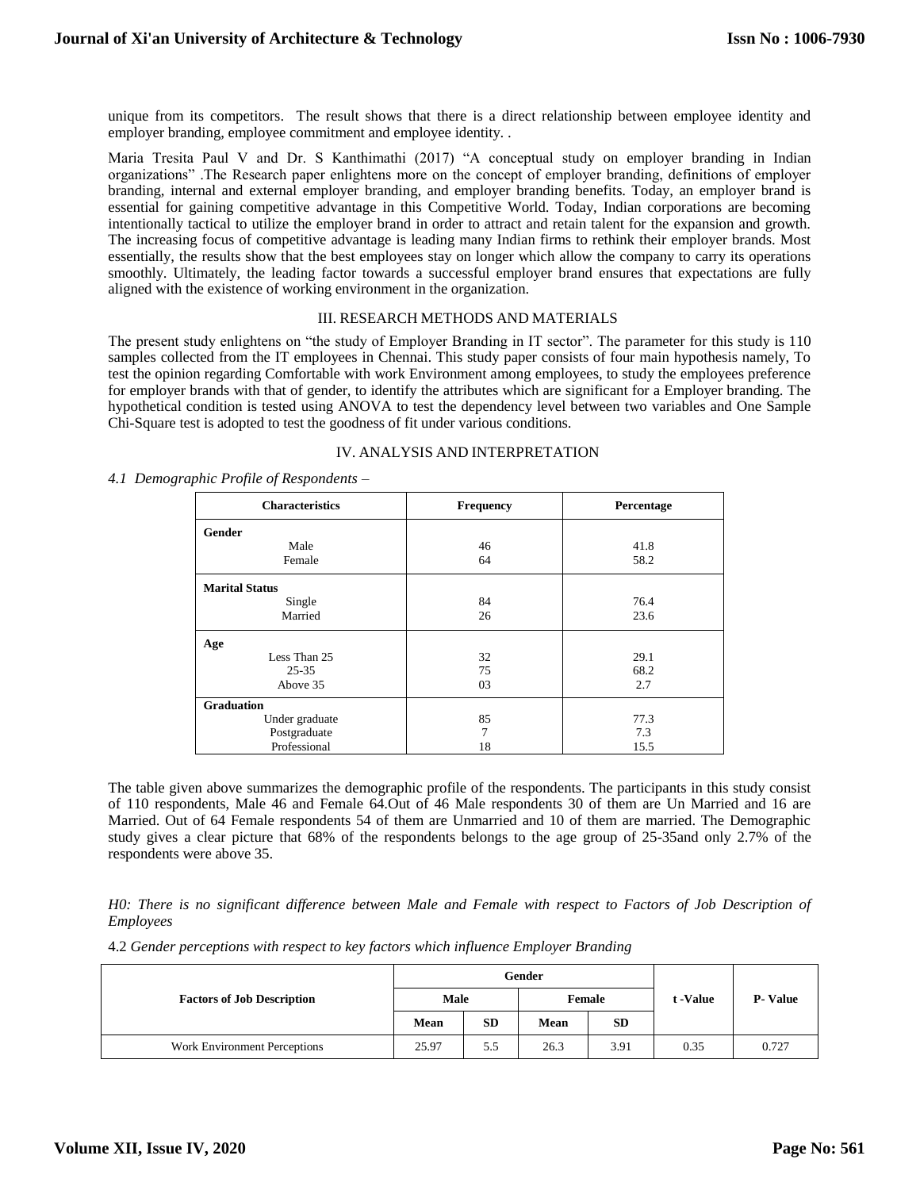unique from its competitors. The result shows that there is a direct relationship between employee identity and employer branding, employee commitment and employee identity. .

Maria Tresita Paul V and Dr. S Kanthimathi (2017) "A conceptual study on employer branding in Indian organizations" .The Research paper enlightens more on the concept of employer branding, definitions of employer branding, internal and external employer branding, and employer branding benefits. Today, an employer brand is essential for gaining competitive advantage in this Competitive World. Today, Indian corporations are becoming intentionally tactical to utilize the employer brand in order to attract and retain talent for the expansion and growth. The increasing focus of competitive advantage is leading many Indian firms to rethink their employer brands. Most essentially, the results show that the best employees stay on longer which allow the company to carry its operations smoothly. Ultimately, the leading factor towards a successful employer brand ensures that expectations are fully aligned with the existence of working environment in the organization.

## III. RESEARCH METHODS AND MATERIALS

The present study enlightens on "the study of Employer Branding in IT sector". The parameter for this study is 110 samples collected from the IT employees in Chennai. This study paper consists of four main hypothesis namely, To test the opinion regarding Comfortable with work Environment among employees, to study the employees preference for employer brands with that of gender, to identify the attributes which are significant for a Employer branding. The hypothetical condition is tested using ANOVA to test the dependency level between two variables and One Sample Chi-Square test is adopted to test the goodness of fit under various conditions.

## IV. ANALYSIS AND INTERPRETATION

*4.1 Demographic Profile of Respondents –*

| Characteristics | Frequency | Percentage |
|---|---|---|
| **Gender** | | |
| Male | 46 | 41.8 |
| Female | 64 | 58.2 |
| **Marital Status** | | |
| Single | 84 | 76.4 |
| Married | 26 | 23.6 |
| **Age** | | |
| Less Than 25 | 32 | 29.1 |
| 25-35 | 75 | 68.2 |
| Above 35 | 03 | 2.7 |
| **Graduation** | | |
| Under graduate | 85 | 77.3 |
| Postgraduate | 7 | 7.3 |
| Professional | 18 | 15.5 |

The table given above summarizes the demographic profile of the respondents. The participants in this study consist of 110 respondents, Male 46 and Female 64.Out of 46 Male respondents 30 of them are Un Married and 16 are Married. Out of 64 Female respondents 54 of them are Unmarried and 10 of them are married. The Demographic study gives a clear picture that 68% of the respondents belongs to the age group of 25-35and only 2.7% of the respondents were above 35.

*H0: There is no significant difference between Male and Female with respect to Factors of Job Description of Employees*

4.2 *Gender perceptions with respect to key factors which influence Employer Branding*

| Factors of Job Description | Gender | | | | t -Value | P- Value |
|---|---|---|---|---|---|---|
| | Male | | Female | | | |
| | Mean | SD | Mean | SD | | |
| Work Environment Perceptions | 25.97 | 5.5 | 26.3 | 3.91 | 0.35 | 0.727 |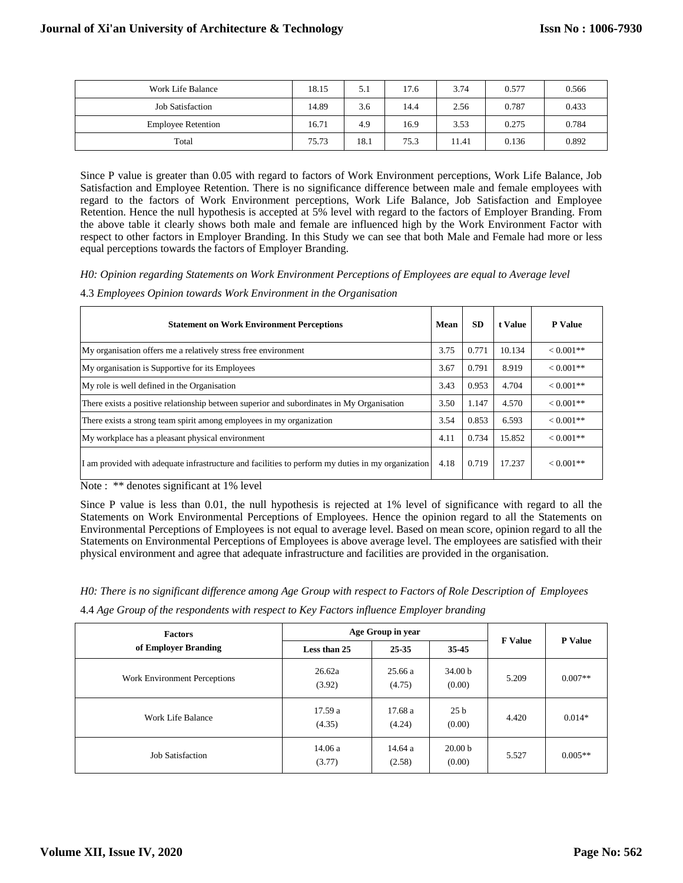| Work Life Balance | 18.15 | 5.1 | 17.6 | 3.74 | 0.577 | 0.566 |
|---|---|---|---|---|---|---|
| Job Satisfaction | 14.89 | 3.6 | 14.4 | 2.56 | 0.787 | 0.433 |
| Employee Retention | 16.71 | 4.9 | 16.9 | 3.53 | 0.275 | 0.784 |
| Total | 75.73 | 18.1 | 75.3 | 11.41 | 0.136 | 0.892 |

Since P value is greater than 0.05 with regard to factors of Work Environment perceptions, Work Life Balance, Job Satisfaction and Employee Retention. There is no significance difference between male and female employees with regard to the factors of Work Environment perceptions, Work Life Balance, Job Satisfaction and Employee Retention. Hence the null hypothesis is accepted at 5% level with regard to the factors of Employer Branding. From the above table it clearly shows both male and female are influenced high by the Work Environment Factor with respect to other factors in Employer Branding. In this Study we can see that both Male and Female had more or less equal perceptions towards the factors of Employer Branding.

*H0: Opinion regarding Statements on Work Environment Perceptions of Employees are equal to Average level*

4.3 *Employees Opinion towards Work Environment in the Organisation*

| Statement on Work Environment Perceptions | Mean | SD | t Value | P Value |
|---|---|---|---|---|
| My organisation offers me a relatively stress free environment | 3.75 | 0.771 | 10.134 | < 0.001** |
| My organisation is Supportive for its Employees | 3.67 | 0.791 | 8.919 | < 0.001** |
| My role is well defined in the Organisation | 3.43 | 0.953 | 4.704 | < 0.001** |
| There exists a positive relationship between superior and subordinates in My Organisation | 3.50 | 1.147 | 4.570 | < 0.001** |
| There exists a strong team spirit among employees in my organization | 3.54 | 0.853 | 6.593 | < 0.001** |
| My workplace has a pleasant physical environment | 4.11 | 0.734 | 15.852 | < 0.001** |
| I am provided with adequate infrastructure and facilities to perform my duties in my organization | 4.18 | 0.719 | 17.237 | < 0.001** |

Note : ** denotes significant at 1% level

Since P value is less than 0.01, the null hypothesis is rejected at 1% level of significance with regard to all the Statements on Work Environmental Perceptions of Employees. Hence the opinion regard to all the Statements on Environmental Perceptions of Employees is not equal to average level. Based on mean score, opinion regard to all the Statements on Environmental Perceptions of Employees is above average level. The employees are satisfied with their physical environment and agree that adequate infrastructure and facilities are provided in the organisation.

*H0: There is no significant difference among Age Group with respect to Factors of Role Description of Employees*

4.4 *Age Group of the respondents with respect to Key Factors influence Employer branding*

| Factors of Employer Branding | Age Group in year | | | F Value | P Value |
|---|---|---|---|---|---|
| | Less than 25 | 25-35 | 35-45 | | |
| Work Environment Perceptions | 26.62a (3.92) | 25.66 a (4.75) | 34.00 b (0.00) | 5.209 | 0.007** |
| Work Life Balance | 17.59 a (4.35) | 17.68 a (4.24) | 25 b (0.00) | 4.420 | 0.014* |
| Job Satisfaction | 14.06 a (3.77) | 14.64 a (2.58) | 20.00 b (0.00) | 5.527 | 0.005** |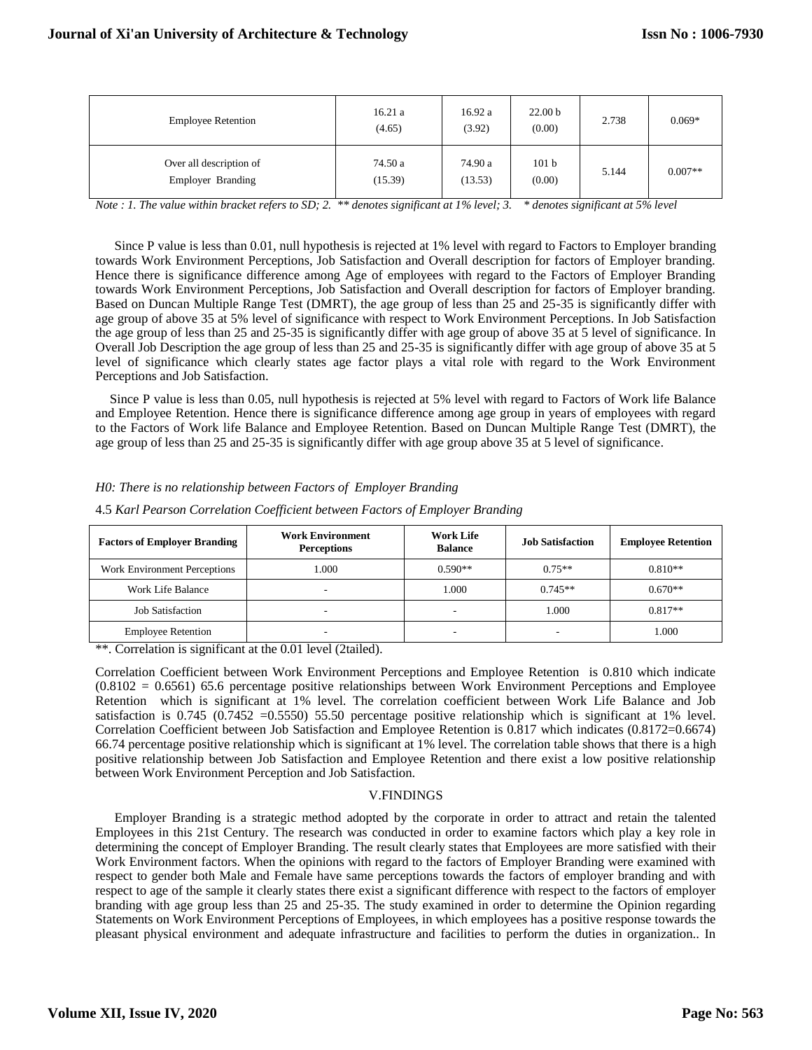| Employee Retention | 16.21 a (4.65) | 16.92 a (3.92) | 22.00 b (0.00) | 2.738 | 0.069* |
|---|---|---|---|---|---|
| Over all description of Employer Branding | 74.50 a (15.39) | 74.90 a (13.53) | 101 b (0.00) | 5.144 | 0.007** |

*Note : 1. The value within bracket refers to SD; 2. ** denotes significant at 1% level; 3. * denotes significant at 5% level*

Since P value is less than 0.01, null hypothesis is rejected at 1% level with regard to Factors to Employer branding towards Work Environment Perceptions, Job Satisfaction and Overall description for factors of Employer branding. Hence there is significance difference among Age of employees with regard to the Factors of Employer Branding towards Work Environment Perceptions, Job Satisfaction and Overall description for factors of Employer branding. Based on Duncan Multiple Range Test (DMRT), the age group of less than 25 and 25-35 is significantly differ with age group of above 35 at 5% level of significance with respect to Work Environment Perceptions. In Job Satisfaction the age group of less than 25 and 25-35 is significantly differ with age group of above 35 at 5 level of significance. In Overall Job Description the age group of less than 25 and 25-35 is significantly differ with age group of above 35 at 5 level of significance which clearly states age factor plays a vital role with regard to the Work Environment Perceptions and Job Satisfaction.

Since P value is less than 0.05, null hypothesis is rejected at 5% level with regard to Factors of Work life Balance and Employee Retention. Hence there is significance difference among age group in years of employees with regard to the Factors of Work life Balance and Employee Retention. Based on Duncan Multiple Range Test (DMRT), the age group of less than 25 and 25-35 is significantly differ with age group above 35 at 5 level of significance.

*H0: There is no relationship between Factors of Employer Branding*

4.5 *Karl Pearson Correlation Coefficient between Factors of Employer Branding*

| Factors of Employer Branding | Work Environment Perceptions | Work Life Balance | Job Satisfaction | Employee Retention |
|---|---|---|---|---|
| Work Environment Perceptions | 1.000 | 0.590** | 0.75** | 0.810** |
| Work Life Balance | - | 1.000 | 0.745** | 0.670** |
| Job Satisfaction | - | - | 1.000 | 0.817** |
| Employee Retention | - | - | - | 1.000 |

**. Correlation is significant at the 0.01 level (2tailed).

Correlation Coefficient between Work Environment Perceptions and Employee Retention is 0.810 which indicate (0.8102 = 0.6561) 65.6 percentage positive relationships between Work Environment Perceptions and Employee Retention which is significant at 1% level. The correlation coefficient between Work Life Balance and Job satisfaction is 0.745 (0.7452 =0.5550) 55.50 percentage positive relationship which is significant at 1% level. Correlation Coefficient between Job Satisfaction and Employee Retention is 0.817 which indicates (0.8172=0.6674) 66.74 percentage positive relationship which is significant at 1% level. The correlation table shows that there is a high positive relationship between Job Satisfaction and Employee Retention and there exist a low positive relationship between Work Environment Perception and Job Satisfaction.

## V.FINDINGS

Employer Branding is a strategic method adopted by the corporate in order to attract and retain the talented Employees in this 21st Century. The research was conducted in order to examine factors which play a key role in determining the concept of Employer Branding. The result clearly states that Employees are more satisfied with their Work Environment factors. When the opinions with regard to the factors of Employer Branding were examined with respect to gender both Male and Female have same perceptions towards the factors of employer branding and with respect to age of the sample it clearly states there exist a significant difference with respect to the factors of employer branding with age group less than 25 and 25-35. The study examined in order to determine the Opinion regarding Statements on Work Environment Perceptions of Employees, in which employees has a positive response towards the pleasant physical environment and adequate infrastructure and facilities to perform the duties in organization.. In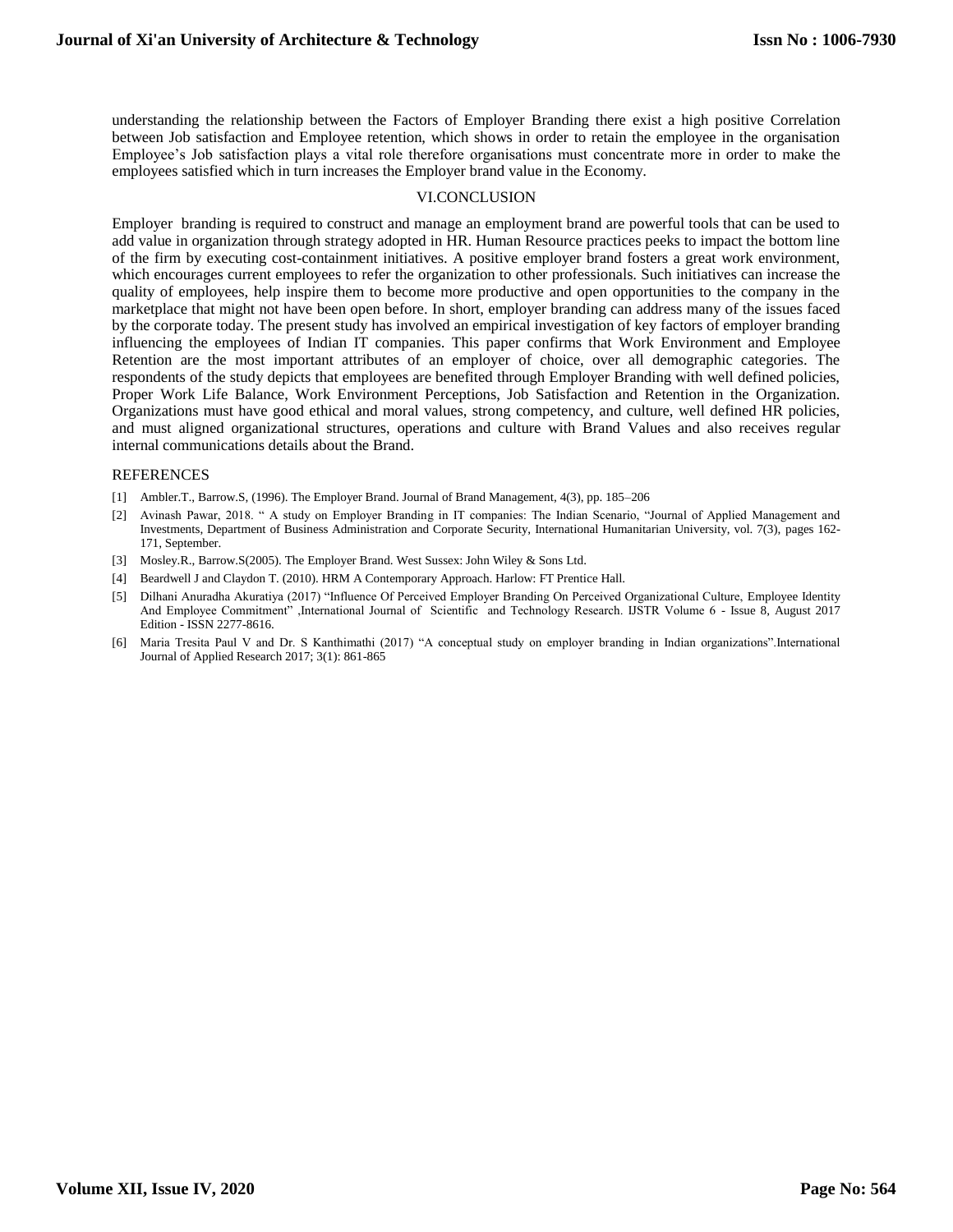understanding the relationship between the Factors of Employer Branding there exist a high positive Correlation between Job satisfaction and Employee retention, which shows in order to retain the employee in the organisation Employee's Job satisfaction plays a vital role therefore organisations must concentrate more in order to make the employees satisfied which in turn increases the Employer brand value in the Economy.

## VI.CONCLUSION

Employer branding is required to construct and manage an employment brand are powerful tools that can be used to add value in organization through strategy adopted in HR. Human Resource practices peeks to impact the bottom line of the firm by executing cost-containment initiatives. A positive employer brand fosters a great work environment, which encourages current employees to refer the organization to other professionals. Such initiatives can increase the quality of employees, help inspire them to become more productive and open opportunities to the company in the marketplace that might not have been open before. In short, employer branding can address many of the issues faced by the corporate today. The present study has involved an empirical investigation of key factors of employer branding influencing the employees of Indian IT companies. This paper confirms that Work Environment and Employee Retention are the most important attributes of an employer of choice, over all demographic categories. The respondents of the study depicts that employees are benefited through Employer Branding with well defined policies, Proper Work Life Balance, Work Environment Perceptions, Job Satisfaction and Retention in the Organization. Organizations must have good ethical and moral values, strong competency, and culture, well defined HR policies, and must aligned organizational structures, operations and culture with Brand Values and also receives regular internal communications details about the Brand.

## REFERENCES

[1] Ambler.T., Barrow.S, (1996). The Employer Brand. Journal of Brand Management, 4(3), pp. 185–206

[2] Avinash Pawar, 2018. " A study on Employer Branding in IT companies: The Indian Scenario, "Journal of Applied Management and Investments, Department of Business Administration and Corporate Security, International Humanitarian University, vol. 7(3), pages 162-171, September.

[3] Mosley.R., Barrow.S(2005). The Employer Brand. West Sussex: John Wiley & Sons Ltd.

[4] Beardwell J and Claydon T. (2010). HRM A Contemporary Approach. Harlow: FT Prentice Hall.

[5] Dilhani Anuradha Akuratiya (2017) "Influence Of Perceived Employer Branding On Perceived Organizational Culture, Employee Identity And Employee Commitment" ,International Journal of Scientific and Technology Research. IJSTR Volume 6 - Issue 8, August 2017 Edition - ISSN 2277-8616.

[6] Maria Tresita Paul V and Dr. S Kanthimathi (2017) "A conceptual study on employer branding in Indian organizations".International Journal of Applied Research 2017; 3(1): 861-865